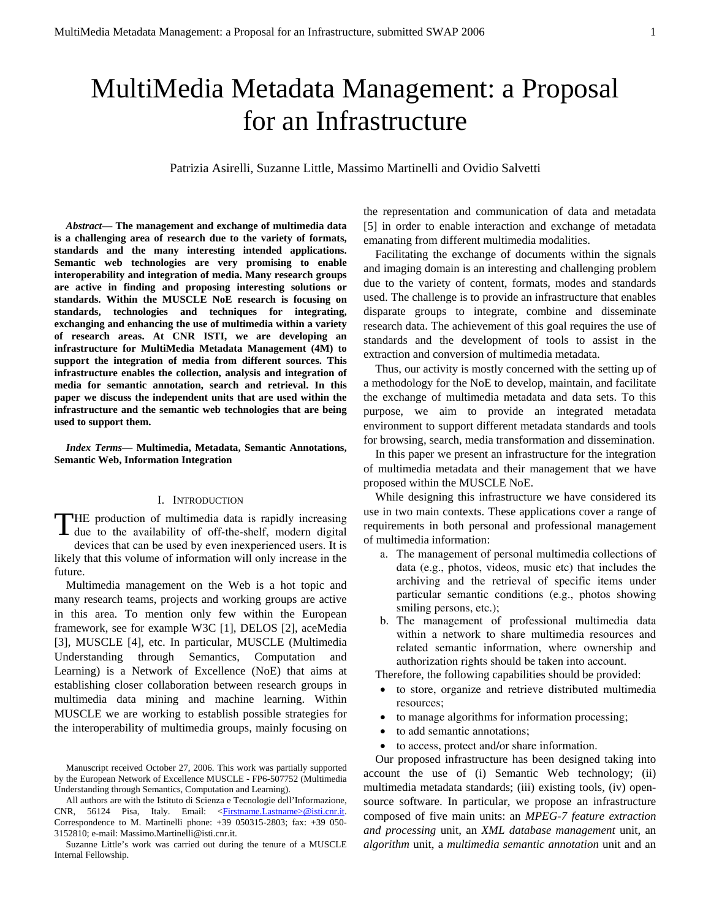# MultiMedia Metadata Management: a Proposal for an Infrastructure

Patrizia Asirelli, Suzanne Little, Massimo Martinelli and Ovidio Salvetti

***Abstract*— The management and exchange of multimedia data is a challenging area of research due to the variety of formats, standards and the many interesting intended applications. Semantic web technologies are very promising to enable interoperability and integration of media. Many research groups are active in finding and proposing interesting solutions or standards. Within the MUSCLE NoE research is focusing on standards, technologies and techniques for integrating, exchanging and enhancing the use of multimedia within a variety of research areas. At CNR ISTI, we are developing an infrastructure for MultiMedia Metadata Management (4M) to support the integration of media from different sources. This infrastructure enables the collection, analysis and integration of media for semantic annotation, search and retrieval. In this paper we discuss the independent units that are used within the infrastructure and the semantic web technologies that are being used to support them.**

***Index Terms*— Multimedia, Metadata, Semantic Annotations, Semantic Web, Information Integration**

## I. Introduction

THE production of multimedia data is rapidly increasing due to the availability of off-the-shelf, modern digital devices that can be used by even inexperienced users. It is likely that this volume of information will only increase in the future.

Multimedia management on the Web is a hot topic and many research teams, projects and working groups are active in this area. To mention only few within the European framework, see for example W3C [1], DELOS [2], aceMedia [3], MUSCLE [4], etc. In particular, MUSCLE (Multimedia Understanding through Semantics, Computation and Learning) is a Network of Excellence (NoE) that aims at establishing closer collaboration between research groups in multimedia data mining and machine learning. Within MUSCLE we are working to establish possible strategies for the interoperability of multimedia groups, mainly focusing on the representation and communication of data and metadata [5] in order to enable interaction and exchange of metadata emanating from different multimedia modalities.

Facilitating the exchange of documents within the signals and imaging domain is an interesting and challenging problem due to the variety of content, formats, modes and standards used. The challenge is to provide an infrastructure that enables disparate groups to integrate, combine and disseminate research data. The achievement of this goal requires the use of standards and the development of tools to assist in the extraction and conversion of multimedia metadata.

Thus, our activity is mostly concerned with the setting up of a methodology for the NoE to develop, maintain, and facilitate the exchange of multimedia metadata and data sets. To this purpose, we aim to provide an integrated metadata environment to support different metadata standards and tools for browsing, search, media transformation and dissemination.

In this paper we present an infrastructure for the integration of multimedia metadata and their management that we have proposed within the MUSCLE NoE.

While designing this infrastructure we have considered its use in two main contexts. These applications cover a range of requirements in both personal and professional management of multimedia information:

a. The management of personal multimedia collections of data (e.g., photos, videos, music etc) that includes the archiving and the retrieval of specific items under particular semantic conditions (e.g., photos showing smiling persons, etc.);
b. The management of professional multimedia data within a network to share multimedia resources and related semantic information, where ownership and authorization rights should be taken into account.

Therefore, the following capabilities should be provided:

- to store, organize and retrieve distributed multimedia resources;
- to manage algorithms for information processing;
- to add semantic annotations;
- to access, protect and/or share information.

Our proposed infrastructure has been designed taking into account the use of (i) Semantic Web technology; (ii) multimedia metadata standards; (iii) existing tools, (iv) open-source software. In particular, we propose an infrastructure composed of five main units: an *MPEG-7 feature extraction and processing* unit, an *XML database management* unit, an *algorithm* unit, a *multimedia semantic annotation* unit and an

---

Manuscript received October 27, 2006. This work was partially supported by the European Network of Excellence MUSCLE - FP6-507752 (Multimedia Understanding through Semantics, Computation and Learning).

All authors are with the Istituto di Scienza e Tecnologie dell'Informazione, CNR, 56124 Pisa, Italy. Email: <Firstname.Lastname>@isti.cnr.it. Correspondence to M. Martinelli phone: +39 050315-2803; fax: +39 050-3152810; e-mail: Massimo.Martinelli@isti.cnr.it.

Suzanne Little's work was carried out during the tenure of a MUSCLE Internal Fellowship.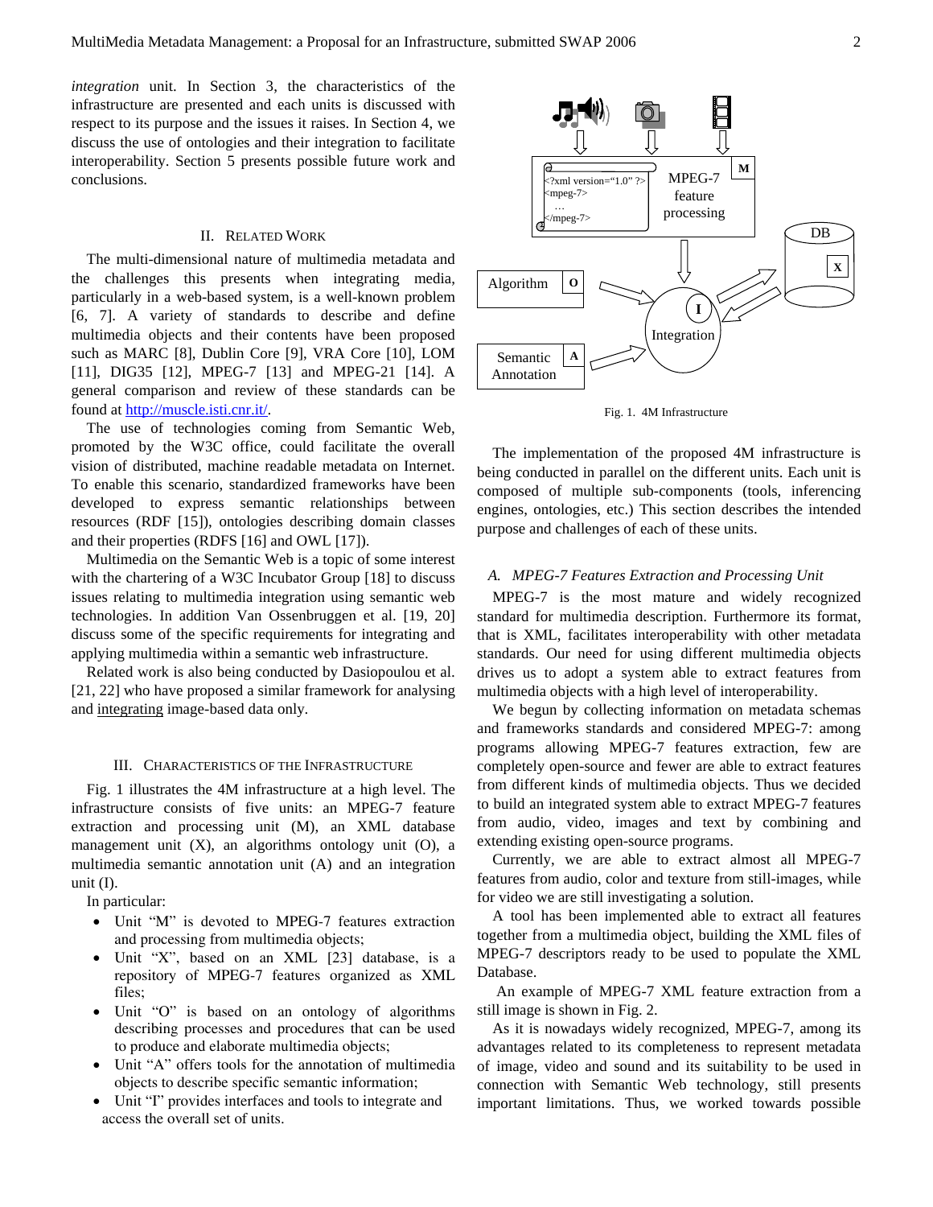*integration* unit. In Section 3, the characteristics of the infrastructure are presented and each units is discussed with respect to its purpose and the issues it raises. In Section 4, we discuss the use of ontologies and their integration to facilitate interoperability. Section 5 presents possible future work and conclusions.

## II. Related Work

The multi-dimensional nature of multimedia metadata and the challenges this presents when integrating media, particularly in a web-based system, is a well-known problem [6, 7]. A variety of standards to describe and define multimedia objects and their contents have been proposed such as MARC [8], Dublin Core [9], VRA Core [10], LOM [11], DIG35 [12], MPEG-7 [13] and MPEG-21 [14]. A general comparison and review of these standards can be found at http://muscle.isti.cnr.it/.

The use of technologies coming from Semantic Web, promoted by the W3C office, could facilitate the overall vision of distributed, machine readable metadata on Internet. To enable this scenario, standardized frameworks have been developed to express semantic relationships between resources (RDF [15]), ontologies describing domain classes and their properties (RDFS [16] and OWL [17]).

Multimedia on the Semantic Web is a topic of some interest with the chartering of a W3C Incubator Group [18] to discuss issues relating to multimedia integration using semantic web technologies. In addition Van Ossenbruggen et al. [19, 20] discuss some of the specific requirements for integrating and applying multimedia within a semantic web infrastructure.

Related work is also being conducted by Dasiopoulou et al. [21, 22] who have proposed a similar framework for analysing and integrating image-based data only.

## III. Characteristics of the Infrastructure

Fig. 1 illustrates the 4M infrastructure at a high level. The infrastructure consists of five units: an MPEG-7 feature extraction and processing unit (M), an XML database management unit (X), an algorithms ontology unit (O), a multimedia semantic annotation unit (A) and an integration unit (I).

In particular:

- Unit "M" is devoted to MPEG-7 features extraction and processing from multimedia objects;
- Unit "X", based on an XML [23] database, is a repository of MPEG-7 features organized as XML files;
- Unit "O" is based on an ontology of algorithms describing processes and procedures that can be used to produce and elaborate multimedia objects;
- Unit "A" offers tools for the annotation of multimedia objects to describe specific semantic information;
- Unit "I" provides interfaces and tools to integrate and access the overall set of units.

Fig. 1. 4M Infrastructure

The implementation of the proposed 4M infrastructure is being conducted in parallel on the different units. Each unit is composed of multiple sub-components (tools, inferencing engines, ontologies, etc.) This section describes the intended purpose and challenges of each of these units.

### *A. MPEG-7 Features Extraction and Processing Unit*

MPEG-7 is the most mature and widely recognized standard for multimedia description. Furthermore its format, that is XML, facilitates interoperability with other metadata standards. Our need for using different multimedia objects drives us to adopt a system able to extract features from multimedia objects with a high level of interoperability.

We begun by collecting information on metadata schemas and frameworks standards and considered MPEG-7: among programs allowing MPEG-7 features extraction, few are completely open-source and fewer are able to extract features from different kinds of multimedia objects. Thus we decided to build an integrated system able to extract MPEG-7 features from audio, video, images and text by combining and extending existing open-source programs.

Currently, we are able to extract almost all MPEG-7 features from audio, color and texture from still-images, while for video we are still investigating a solution.

A tool has been implemented able to extract all features together from a multimedia object, building the XML files of MPEG-7 descriptors ready to be used to populate the XML Database.

An example of MPEG-7 XML feature extraction from a still image is shown in Fig. 2.

As it is nowadays widely recognized, MPEG-7, among its advantages related to its completeness to represent metadata of image, video and sound and its suitability to be used in connection with Semantic Web technology, still presents important limitations. Thus, we worked towards possible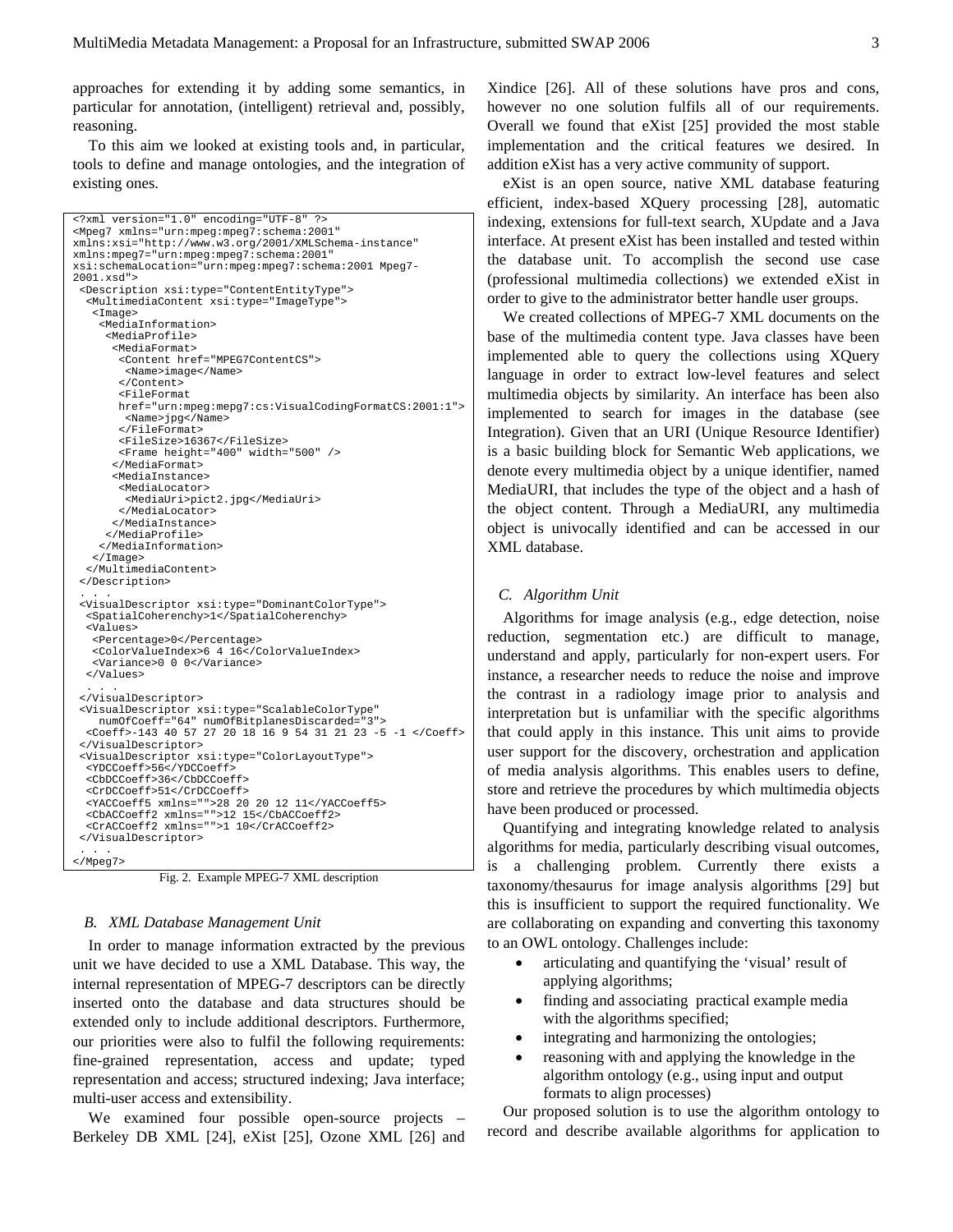approaches for extending it by adding some semantics, in particular for annotation, (intelligent) retrieval and, possibly, reasoning.

To this aim we looked at existing tools and, in particular, tools to define and manage ontologies, and the integration of existing ones.

```
<?xml version="1.0" encoding="UTF-8" ?>
<Mpeg7 xmlns="urn:mpeg:mpeg7:schema:2001"
xmlns:xsi="http://www.w3.org/2001/XMLSchema-instance"
xmlns:mpeg7="urn:mpeg:mpeg7:schema:2001"
xsi:schemaLocation="urn:mpeg:mpeg7:schema:2001 Mpeg7-
2001.xsd">
 <Description xsi:type="ContentEntityType">
  <MultimediaContent xsi:type="ImageType">
   <Image>
    <MediaInformation>
     <MediaProfile>
      <MediaFormat>
       <Content href="MPEG7ContentCS">
        <Name>image</Name>
       </Content>
       <FileFormat
       href="urn:mpeg:mpeg7:cs:VisualCodingFormatCS:2001:1">
        <Name>jpg</Name>
       </FileFormat>
       <FileSize>16367</FileSize>
       <Frame height="400" width="500" />
      </MediaFormat>
      <MediaInstance>
       <MediaLocator>
        <MediaUri>pict2.jpg</MediaUri>
       </MediaLocator>
      </MediaInstance>
     </MediaProfile>
    </MediaInformation>
   </Image>
  </MultimediaContent>
 </Description>
 . . .
 <VisualDescriptor xsi:type="DominantColorType">
  <SpatialCoherenchy>1</SpatialCoherenchy>
  <Values>
   <Percentage>0</Percentage>
   <ColorValueIndex>6 4 16</ColorValueIndex>
   <Variance>0 0 0</Variance>
  </Values>
  . . .
 </VisualDescriptor>
 <VisualDescriptor xsi:type="ScalableColorType"
    numOfCoeff="64" numOfBitplanesDiscarded="3">
  <Coeff>-143 40 57 27 20 18 16 9 54 31 21 23 -5 -1 </Coeff>
 </VisualDescriptor>
 <VisualDescriptor xsi:type="ColorLayoutType">
  <YDCCoeff>56</YDCCoeff>
  <CbDCCoeff>36</CbDCCoeff>
  <CrDCCoeff>51</CrDCCoeff>
  <YACCoeff5 xmlns="">28 20 20 12 11</YACCoeff5>
  <CbACCoeff2 xmlns="">12 15</CbACCoeff2>
  <CrACCoeff2 xmlns="">1 10</CrACCoeff2>
 </VisualDescriptor>
 . . .
</Mpeg7>
```

Fig. 2. Example MPEG-7 XML description

### *B. XML Database Management Unit*

In order to manage information extracted by the previous unit we have decided to use a XML Database. This way, the internal representation of MPEG-7 descriptors can be directly inserted onto the database and data structures should be extended only to include additional descriptors. Furthermore, our priorities were also to fulfil the following requirements: fine-grained representation, access and update; typed representation and access; structured indexing; Java interface; multi-user access and extensibility.

We examined four possible open-source projects – Berkeley DB XML [24], eXist [25], Ozone XML [26] and Xindice [26]. All of these solutions have pros and cons, however no one solution fulfils all of our requirements. Overall we found that eXist [25] provided the most stable implementation and the critical features we desired. In addition eXist has a very active community of support.

eXist is an open source, native XML database featuring efficient, index-based XQuery processing [28], automatic indexing, extensions for full-text search, XUpdate and a Java interface. At present eXist has been installed and tested within the database unit. To accomplish the second use case (professional multimedia collections) we extended eXist in order to give to the administrator better handle user groups.

We created collections of MPEG-7 XML documents on the base of the multimedia content type. Java classes have been implemented able to query the collections using XQuery language in order to extract low-level features and select multimedia objects by similarity. An interface has been also implemented to search for images in the database (see Integration). Given that an URI (Unique Resource Identifier) is a basic building block for Semantic Web applications, we denote every multimedia object by a unique identifier, named MediaURI, that includes the type of the object and a hash of the object content. Through a MediaURI, any multimedia object is univocally identified and can be accessed in our XML database.

### *C. Algorithm Unit*

Algorithms for image analysis (e.g., edge detection, noise reduction, segmentation etc.) are difficult to manage, understand and apply, particularly for non-expert users. For instance, a researcher needs to reduce the noise and improve the contrast in a radiology image prior to analysis and interpretation but is unfamiliar with the specific algorithms that could apply in this instance. This unit aims to provide user support for the discovery, orchestration and application of media analysis algorithms. This enables users to define, store and retrieve the procedures by which multimedia objects have been produced or processed.

Quantifying and integrating knowledge related to analysis algorithms for media, particularly describing visual outcomes, is a challenging problem. Currently there exists a taxonomy/thesaurus for image analysis algorithms [29] but this is insufficient to support the required functionality. We are collaborating on expanding and converting this taxonomy to an OWL ontology. Challenges include:

- articulating and quantifying the ‘visual’ result of applying algorithms;
- finding and associating practical example media with the algorithms specified;
- integrating and harmonizing the ontologies;
- reasoning with and applying the knowledge in the algorithm ontology (e.g., using input and output formats to align processes)

Our proposed solution is to use the algorithm ontology to record and describe available algorithms for application to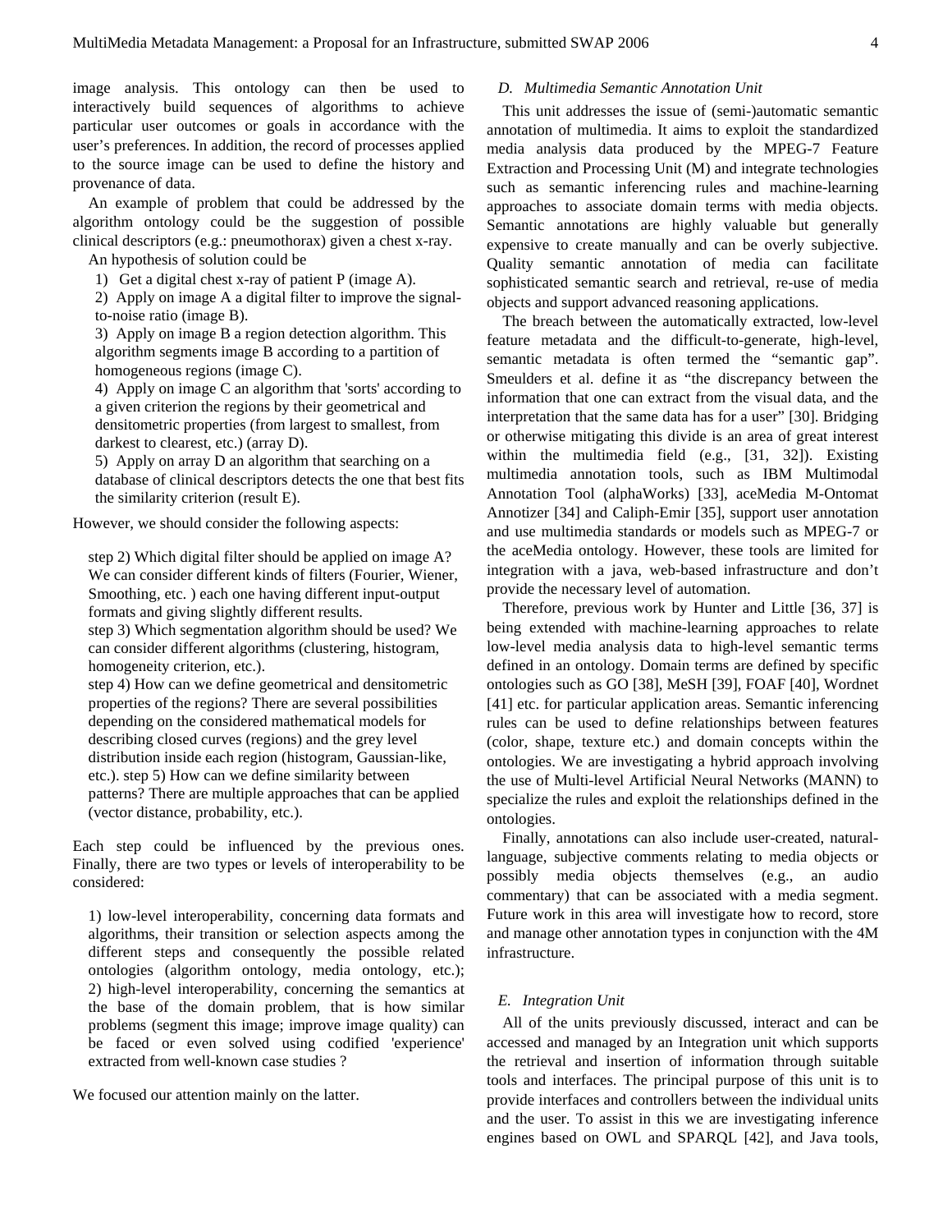image analysis. This ontology can then be used to interactively build sequences of algorithms to achieve particular user outcomes or goals in accordance with the user's preferences. In addition, the record of processes applied to the source image can be used to define the history and provenance of data.

An example of problem that could be addressed by the algorithm ontology could be the suggestion of possible clinical descriptors (e.g.: pneumothorax) given a chest x-ray.

An hypothesis of solution could be

1) Get a digital chest x-ray of patient P (image A).
2) Apply on image A a digital filter to improve the signal-to-noise ratio (image B).
3) Apply on image B a region detection algorithm. This algorithm segments image B according to a partition of homogeneous regions (image C).
4) Apply on image C an algorithm that 'sorts' according to a given criterion the regions by their geometrical and densitometric properties (from largest to smallest, from darkest to clearest, etc.) (array D).
5) Apply on array D an algorithm that searching on a database of clinical descriptors detects the one that best fits the similarity criterion (result E).

However, we should consider the following aspects:

step 2) Which digital filter should be applied on image A? We can consider different kinds of filters (Fourier, Wiener, Smoothing, etc. ) each one having different input-output formats and giving slightly different results.
step 3) Which segmentation algorithm should be used? We can consider different algorithms (clustering, histogram, homogeneity criterion, etc.).
step 4) How can we define geometrical and densitometric properties of the regions? There are several possibilities depending on the considered mathematical models for describing closed curves (regions) and the grey level distribution inside each region (histogram, Gaussian-like, etc.). step 5) How can we define similarity between patterns? There are multiple approaches that can be applied (vector distance, probability, etc.).

Each step could be influenced by the previous ones. Finally, there are two types or levels of interoperability to be considered:

1) low-level interoperability, concerning data formats and algorithms, their transition or selection aspects among the different steps and consequently the possible related ontologies (algorithm ontology, media ontology, etc.);
2) high-level interoperability, concerning the semantics at the base of the domain problem, that is how similar problems (segment this image; improve image quality) can be faced or even solved using codified 'experience' extracted from well-known case studies ?

We focused our attention mainly on the latter.

### *D. Multimedia Semantic Annotation Unit*

This unit addresses the issue of (semi-)automatic semantic annotation of multimedia. It aims to exploit the standardized media analysis data produced by the MPEG-7 Feature Extraction and Processing Unit (M) and integrate technologies such as semantic inferencing rules and machine-learning approaches to associate domain terms with media objects. Semantic annotations are highly valuable but generally expensive to create manually and can be overly subjective. Quality semantic annotation of media can facilitate sophisticated semantic search and retrieval, re-use of media objects and support advanced reasoning applications.

The breach between the automatically extracted, low-level feature metadata and the difficult-to-generate, high-level, semantic metadata is often termed the "semantic gap". Smeulders et al. define it as "the discrepancy between the information that one can extract from the visual data, and the interpretation that the same data has for a user" [30]. Bridging or otherwise mitigating this divide is an area of great interest within the multimedia field (e.g., [31, 32]). Existing multimedia annotation tools, such as IBM Multimodal Annotation Tool (alphaWorks) [33], aceMedia M-Ontomat Annotizer [34] and Caliph-Emir [35], support user annotation and use multimedia standards or models such as MPEG-7 or the aceMedia ontology. However, these tools are limited for integration with a java, web-based infrastructure and don't provide the necessary level of automation.

Therefore, previous work by Hunter and Little [36, 37] is being extended with machine-learning approaches to relate low-level media analysis data to high-level semantic terms defined in an ontology. Domain terms are defined by specific ontologies such as GO [38], MeSH [39], FOAF [40], Wordnet [41] etc. for particular application areas. Semantic inferencing rules can be used to define relationships between features (color, shape, texture etc.) and domain concepts within the ontologies. We are investigating a hybrid approach involving the use of Multi-level Artificial Neural Networks (MANN) to specialize the rules and exploit the relationships defined in the ontologies.

Finally, annotations can also include user-created, natural-language, subjective comments relating to media objects or possibly media objects themselves (e.g., an audio commentary) that can be associated with a media segment. Future work in this area will investigate how to record, store and manage other annotation types in conjunction with the 4M infrastructure.

### *E. Integration Unit*

All of the units previously discussed, interact and can be accessed and managed by an Integration unit which supports the retrieval and insertion of information through suitable tools and interfaces. The principal purpose of this unit is to provide interfaces and controllers between the individual units and the user. To assist in this we are investigating inference engines based on OWL and SPARQL [42], and Java tools,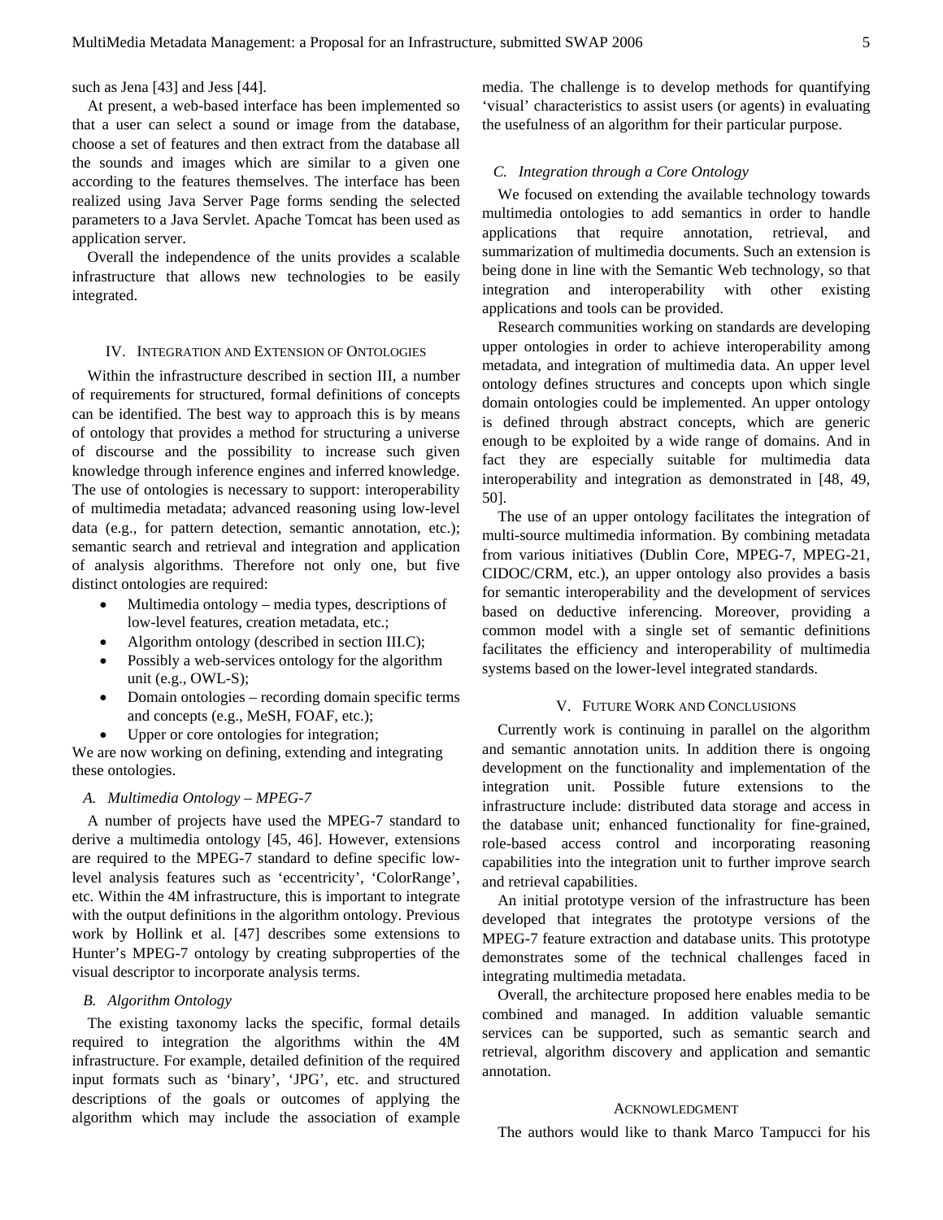such as Jena [43] and Jess [44].

At present, a web-based interface has been implemented so that a user can select a sound or image from the database, choose a set of features and then extract from the database all the sounds and images which are similar to a given one according to the features themselves. The interface has been realized using Java Server Page forms sending the selected parameters to a Java Servlet. Apache Tomcat has been used as application server.

Overall the independence of the units provides a scalable infrastructure that allows new technologies to be easily integrated.

## IV. Integration and Extension of Ontologies

Within the infrastructure described in section III, a number of requirements for structured, formal definitions of concepts can be identified. The best way to approach this is by means of ontology that provides a method for structuring a universe of discourse and the possibility to increase such given knowledge through inference engines and inferred knowledge. The use of ontologies is necessary to support: interoperability of multimedia metadata; advanced reasoning using low-level data (e.g., for pattern detection, semantic annotation, etc.); semantic search and retrieval and integration and application of analysis algorithms. Therefore not only one, but five distinct ontologies are required:

- Multimedia ontology – media types, descriptions of low-level features, creation metadata, etc.;
- Algorithm ontology (described in section III.C);
- Possibly a web-services ontology for the algorithm unit (e.g., OWL-S);
- Domain ontologies – recording domain specific terms and concepts (e.g., MeSH, FOAF, etc.);
- Upper or core ontologies for integration;

We are now working on defining, extending and integrating these ontologies.

### A. Multimedia Ontology – MPEG-7

A number of projects have used the MPEG-7 standard to derive a multimedia ontology [45, 46]. However, extensions are required to the MPEG-7 standard to define specific low-level analysis features such as 'eccentricity', 'ColorRange', etc. Within the 4M infrastructure, this is important to integrate with the output definitions in the algorithm ontology. Previous work by Hollink et al. [47] describes some extensions to Hunter's MPEG-7 ontology by creating subproperties of the visual descriptor to incorporate analysis terms.

### B. Algorithm Ontology

The existing taxonomy lacks the specific, formal details required to integration the algorithms within the 4M infrastructure. For example, detailed definition of the required input formats such as 'binary', 'JPG', etc. and structured descriptions of the goals or outcomes of applying the algorithm which may include the association of example media. The challenge is to develop methods for quantifying 'visual' characteristics to assist users (or agents) in evaluating the usefulness of an algorithm for their particular purpose.

### C. Integration through a Core Ontology

We focused on extending the available technology towards multimedia ontologies to add semantics in order to handle applications that require annotation, retrieval, and summarization of multimedia documents. Such an extension is being done in line with the Semantic Web technology, so that integration and interoperability with other existing applications and tools can be provided.

Research communities working on standards are developing upper ontologies in order to achieve interoperability among metadata, and integration of multimedia data. An upper level ontology defines structures and concepts upon which single domain ontologies could be implemented. An upper ontology is defined through abstract concepts, which are generic enough to be exploited by a wide range of domains. And in fact they are especially suitable for multimedia data interoperability and integration as demonstrated in [48, 49, 50].

The use of an upper ontology facilitates the integration of multi-source multimedia information. By combining metadata from various initiatives (Dublin Core, MPEG-7, MPEG-21, CIDOC/CRM, etc.), an upper ontology also provides a basis for semantic interoperability and the development of services based on deductive inferencing. Moreover, providing a common model with a single set of semantic definitions facilitates the efficiency and interoperability of multimedia systems based on the lower-level integrated standards.

## V. Future Work and Conclusions

Currently work is continuing in parallel on the algorithm and semantic annotation units. In addition there is ongoing development on the functionality and implementation of the integration unit. Possible future extensions to the infrastructure include: distributed data storage and access in the database unit; enhanced functionality for fine-grained, role-based access control and incorporating reasoning capabilities into the integration unit to further improve search and retrieval capabilities.

An initial prototype version of the infrastructure has been developed that integrates the prototype versions of the MPEG-7 feature extraction and database units. This prototype demonstrates some of the technical challenges faced in integrating multimedia metadata.

Overall, the architecture proposed here enables media to be combined and managed. In addition valuable semantic services can be supported, such as semantic search and retrieval, algorithm discovery and application and semantic annotation.

## Acknowledgment

The authors would like to thank Marco Tampucci for his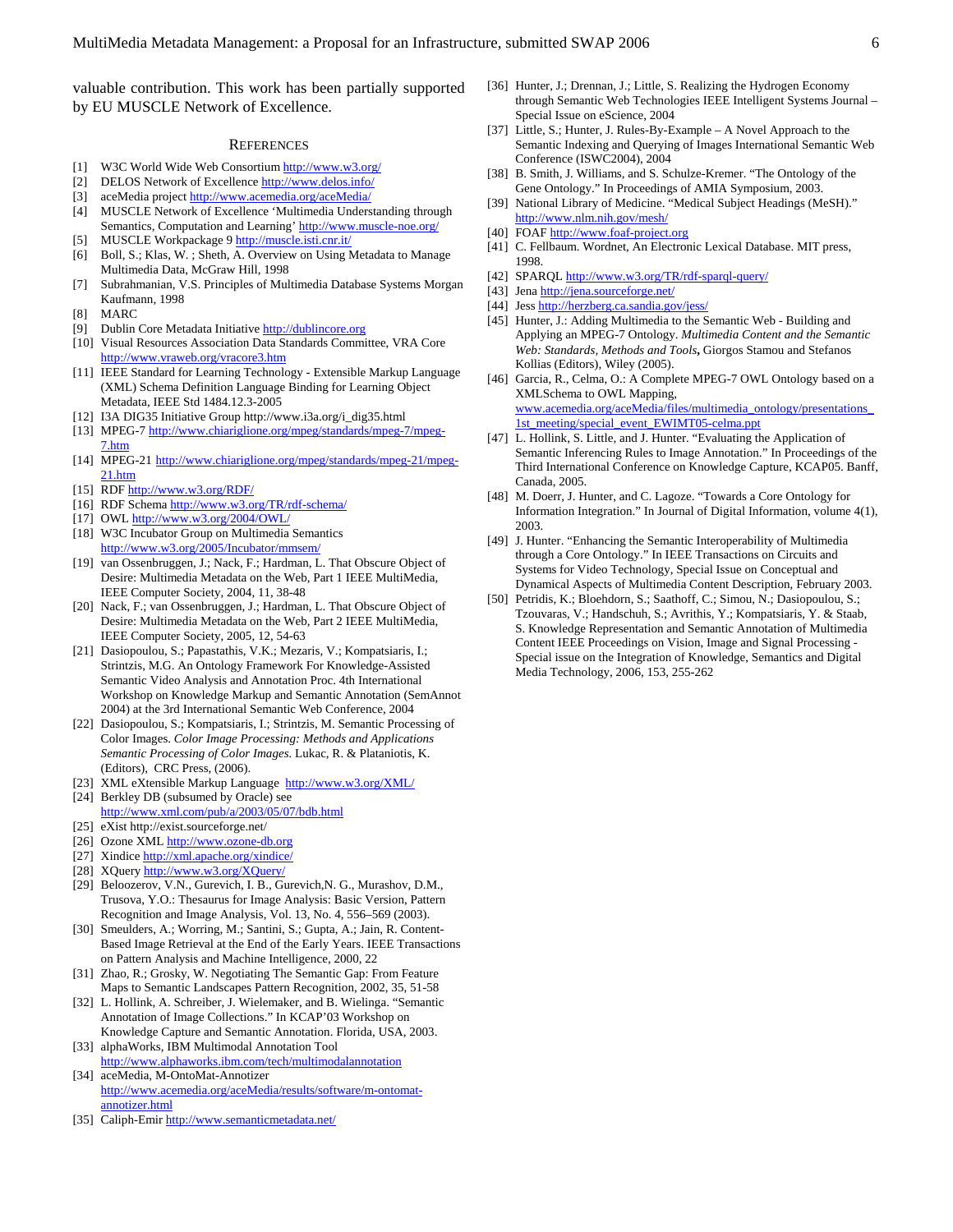valuable contribution. This work has been partially supported by EU MUSCLE Network of Excellence.

## References

[1] W3C World Wide Web Consortium http://www.w3.org/
[2] DELOS Network of Excellence http://www.delos.info/
[3] aceMedia project http://www.acemedia.org/aceMedia/
[4] MUSCLE Network of Excellence 'Multimedia Understanding through Semantics, Computation and Learning' http://www.muscle-noe.org/
[5] MUSCLE Workpackage 9 http://muscle.isti.cnr.it/
[6] Boll, S.; Klas, W. ; Sheth, A. Overview on Using Metadata to Manage Multimedia Data, McGraw Hill, 1998
[7] Subrahmanian, V.S. Principles of Multimedia Database Systems Morgan Kaufmann, 1998
[8] MARC
[9] Dublin Core Metadata Initiative http://dublincore.org
[10] Visual Resources Association Data Standards Committee, VRA Core http://www.vraweb.org/vracore3.htm
[11] IEEE Standard for Learning Technology - Extensible Markup Language (XML) Schema Definition Language Binding for Learning Object Metadata, IEEE Std 1484.12.3-2005
[12] I3A DIG35 Initiative Group http://www.i3a.org/i_dig35.html
[13] MPEG-7 http://www.chiariglione.org/mpeg/standards/mpeg-7/mpeg-7.htm
[14] MPEG-21 http://www.chiariglione.org/mpeg/standards/mpeg-21/mpeg-21.htm
[15] RDF http://www.w3.org/RDF/
[16] RDF Schema http://www.w3.org/TR/rdf-schema/
[17] OWL http://www.w3.org/2004/OWL/
[18] W3C Incubator Group on Multimedia Semantics http://www.w3.org/2005/Incubator/mmsem/
[19] van Ossenbruggen, J.; Nack, F.; Hardman, L. That Obscure Object of Desire: Multimedia Metadata on the Web, Part 1 IEEE MultiMedia, IEEE Computer Society, 2004, 11, 38-48
[20] Nack, F.; van Ossenbruggen, J.; Hardman, L. That Obscure Object of Desire: Multimedia Metadata on the Web, Part 2 IEEE MultiMedia, IEEE Computer Society, 2005, 12, 54-63
[21] Dasiopoulou, S.; Papastathis, V.K.; Mezaris, V.; Kompatsiaris, I.; Strintzis, M.G. An Ontology Framework For Knowledge-Assisted Semantic Video Analysis and Annotation Proc. 4th International Workshop on Knowledge Markup and Semantic Annotation (SemAnnot 2004) at the 3rd International Semantic Web Conference, 2004
[22] Dasiopoulou, S.; Kompatsiaris, I.; Strintzis, M. Semantic Processing of Color Images. *Color Image Processing: Methods and Applications Semantic Processing of Color Images.* Lukac, R. & Plataniotis, K. (Editors), CRC Press, (2006).
[23] XML eXtensible Markup Language http://www.w3.org/XML/
[24] Berkley DB (subsumed by Oracle) see http://www.xml.com/pub/a/2003/05/07/bdb.html
[25] eXist http://exist.sourceforge.net/
[26] Ozone XML http://www.ozone-db.org
[27] Xindice http://xml.apache.org/xindice/
[28] XQuery http://www.w3.org/XQuery/
[29] Beloozerov, V.N., Gurevich, I. B., Gurevich,N. G., Murashov, D.M., Trusova, Y.O.: Thesaurus for Image Analysis: Basic Version, Pattern Recognition and Image Analysis, Vol. 13, No. 4, 556–569 (2003).
[30] Smeulders, A.; Worring, M.; Santini, S.; Gupta, A.; Jain, R. Content-Based Image Retrieval at the End of the Early Years. IEEE Transactions on Pattern Analysis and Machine Intelligence, 2000, 22
[31] Zhao, R.; Grosky, W. Negotiating The Semantic Gap: From Feature Maps to Semantic Landscapes Pattern Recognition, 2002, 35, 51-58
[32] L. Hollink, A. Schreiber, J. Wielemaker, and B. Wielinga. "Semantic Annotation of Image Collections." In KCAP'03 Workshop on Knowledge Capture and Semantic Annotation. Florida, USA, 2003.
[33] alphaWorks, IBM Multimodal Annotation Tool http://www.alphaworks.ibm.com/tech/multimodalannotation
[34] aceMedia, M-OntoMat-Annotizer http://www.acemedia.org/aceMedia/results/software/m-ontomat-annotizer.html
[35] Caliph-Emir http://www.semanticmetadata.net/
[36] Hunter, J.; Drennan, J.; Little, S. Realizing the Hydrogen Economy through Semantic Web Technologies IEEE Intelligent Systems Journal – Special Issue on eScience, 2004
[37] Little, S.; Hunter, J. Rules-By-Example – A Novel Approach to the Semantic Indexing and Querying of Images International Semantic Web Conference (ISWC2004), 2004
[38] B. Smith, J. Williams, and S. Schulze-Kremer. "The Ontology of the Gene Ontology." In Proceedings of AMIA Symposium, 2003.
[39] National Library of Medicine. "Medical Subject Headings (MeSH)." http://www.nlm.nih.gov/mesh/
[40] FOAF http://www.foaf-project.org
[41] C. Fellbaum. Wordnet, An Electronic Lexical Database. MIT press, 1998.
[42] SPARQL http://www.w3.org/TR/rdf-sparql-query/
[43] Jena http://jena.sourceforge.net/
[44] Jess http://herzberg.ca.sandia.gov/jess/
[45] Hunter, J.: Adding Multimedia to the Semantic Web - Building and Applying an MPEG-7 Ontology. *Multimedia Content and the Semantic Web: Standards, Methods and Tools***,** Giorgos Stamou and Stefanos Kollias (Editors), Wiley (2005).
[46] Garcia, R., Celma, O.: A Complete MPEG-7 OWL Ontology based on a XMLSchema to OWL Mapping, www.acemedia.org/aceMedia/files/multimedia_ontology/presentations_1st_meeting/special_event_EWIMT05-celma.ppt
[47] L. Hollink, S. Little, and J. Hunter. "Evaluating the Application of Semantic Inferencing Rules to Image Annotation." In Proceedings of the Third International Conference on Knowledge Capture, KCAP05. Banff, Canada, 2005.
[48] M. Doerr, J. Hunter, and C. Lagoze. "Towards a Core Ontology for Information Integration." In Journal of Digital Information, volume 4(1), 2003.
[49] J. Hunter. "Enhancing the Semantic Interoperability of Multimedia through a Core Ontology." In IEEE Transactions on Circuits and Systems for Video Technology, Special Issue on Conceptual and Dynamical Aspects of Multimedia Content Description, February 2003.
[50] Petridis, K.; Bloehdorn, S.; Saathoff, C.; Simou, N.; Dasiopoulou, S.; Tzouvaras, V.; Handschuh, S.; Avrithis, Y.; Kompatsiaris, Y. & Staab, S. Knowledge Representation and Semantic Annotation of Multimedia Content IEEE Proceedings on Vision, Image and Signal Processing - Special issue on the Integration of Knowledge, Semantics and Digital Media Technology, 2006, 153, 255-262